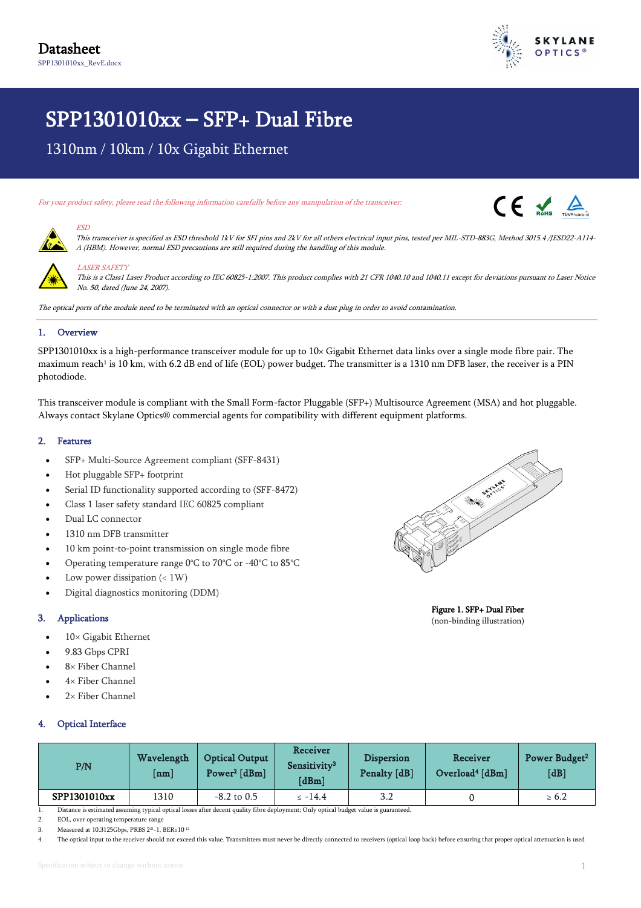Datasheet

SPP1301010xx_RevE.docx

# SPP1301010xx – SFP+ Dual Fibre

1310nm / 10km / 10x Gigabit Ethernet

*For your product safety, please read the following information carefully before any manipulation of the transceiver:*

*ESD*

*This transceiver is specified as ESD threshold 1kV for SFI pins and 2kV for all others electrical input pins, tested per MIL-STD-883G, Method 3015.4 /JESD22-A114-A (HBM). However, normal ESD precautions are still required during the handling of this module.*

*LASER SAFETY*

*This is a Class1 Laser Product according to IEC 60825-1:2007. This product complies with 21 CFR 1040.10 and 1040.11 except for deviations pursuant to Laser Notice No. 50, dated (June 24, 2007).*

*The optical ports of the module need to be terminated with an optical connector or with a dust plug in order to avoid contamination.*

## 1. Overview

SPP1301010xx is a high-performance transceiver module for up to 10× Gigabit Ethernet data links over a single mode fibre pair. The maximum reach[1] is 10 km, with 6.2 dB end of life (EOL) power budget. The transmitter is a 1310 nm DFB laser, the receiver is a PIN photodiode.

This transceiver module is compliant with the Small Form-factor Pluggable (SFP+) Multisource Agreement (MSA) and hot pluggable. Always contact Skylane Optics® commercial agents for compatibility with different equipment platforms.

## 2. Features

- SFP+ Multi-Source Agreement compliant (SFF-8431)
- Hot pluggable SFP+ footprint
- Serial ID functionality supported according to (SFF-8472)
- Class 1 laser safety standard IEC 60825 compliant
- Dual LC connector
- 1310 nm DFB transmitter
- 10 km point-to-point transmission on single mode fibre
- Operating temperature range 0°C to 70°C or -40°C to 85°C
- Low power dissipation (< 1W)
- Digital diagnostics monitoring (DDM)

**Figure 1. SFP+ Dual Fiber**
(non-binding illustration)

## 3. Applications

- 10× Gigabit Ethernet
- 9.83 Gbps CPRI
- 8× Fiber Channel
- 4× Fiber Channel
- 2× Fiber Channel

## 4. Optical Interface

| P/N | Wavelength [nm] | Optical Output Power[2] [dBm] | Receiver Sensitivity[3] [dBm] | Dispersion Penalty [dB] | Receiver Overload[4] [dBm] | Power Budget[2] [dB] |
|---|---|---|---|---|---|---|
| **SPP1301010xx** | 1310 | -8.2 to 0.5 | ≤ -14.4 | 3.2 | 0 | ≥ 6.2 |

1. Distance is estimated assuming typical optical losses after decent quality fibre deployment; Only optical budget value is guaranteed.
2. EOL, over operating temperature range
3. Measured at 10.3125Gbps, PRBS $2^{31}$-1, BER≤$10^{-12}$
4. The optical input to the receiver should not exceed this value. Transmitters must never be directly connected to receivers (optical loop back) before ensuring that proper optical attenuation is used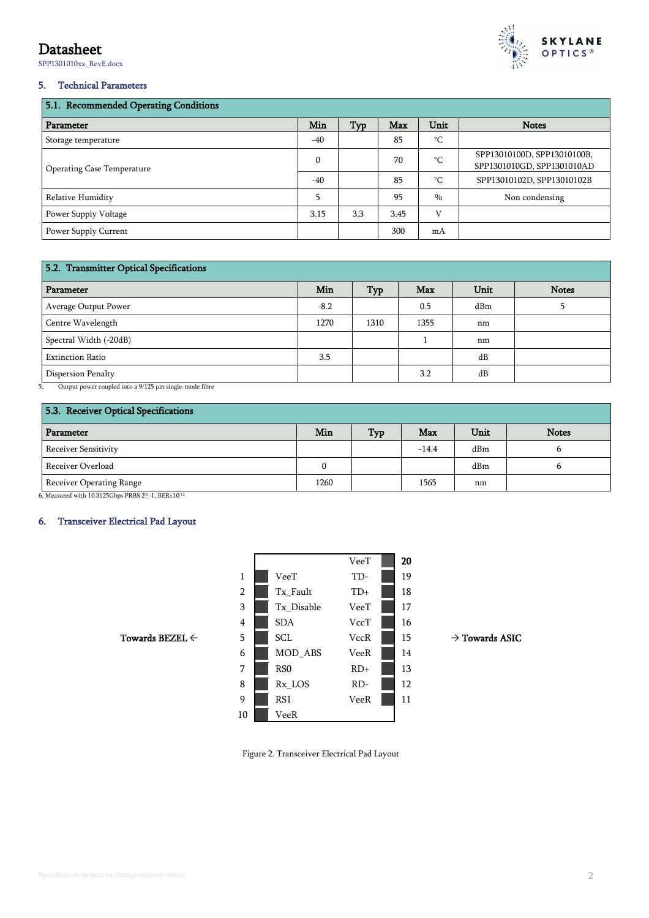## 5. Technical Parameters

| 5.1. Recommended Operating Conditions | | | | | |
|---|---|---|---|---|---|
| **Parameter** | **Min** | **Typ** | **Max** | **Unit** | **Notes** |
| Storage temperature | -40 | | 85 | °C | |
| Operating Case Temperature | 0 | | 70 | °C | SPP13010100D, SPP13010100B, SPP1301010GD, SPP1301010AD |
| | -40 | | 85 | °C | SPP13010102D, SPP13010102B |
| Relative Humidity | 5 | | 95 | % | Non condensing |
| Power Supply Voltage | 3.15 | 3.3 | 3.45 | V | |
| Power Supply Current | | | 300 | mA | |

| 5.2. Transmitter Optical Specifications | | | | | |
|---|---|---|---|---|---|
| **Parameter** | **Min** | **Typ** | **Max** | **Unit** | **Notes** |
| Average Output Power | -8.2 | | 0.5 | dBm | 5 |
| Centre Wavelength | 1270 | 1310 | 1355 | nm | |
| Spectral Width (-20dB) | | | 1 | nm | |
| Extinction Ratio | 3.5 | | | dB | |
| Dispersion Penalty | | | 3.2 | dB | |

5. Output power coupled into a 9/125 µm single-mode fibre

| 5.3. Receiver Optical Specifications | | | | | |
|---|---|---|---|---|---|
| **Parameter** | **Min** | **Typ** | **Max** | **Unit** | **Notes** |
| Receiver Sensitivity | | | -14.4 | dBm | 6 |
| Receiver Overload | 0 | | | dBm | 6 |
| Receiver Operating Range | 1260 | | 1565 | nm | |

6. Measured with 10.3125Gbps PRBS $2^{31}-1$, BER$\leq10^{-12}$

## 6. Transceiver Electrical Pad Layout

Towards BEZEL ← | → Towards ASIC

| Pin | Name | Name | Pin |
|---|---|---|---|
| | | VeeT | 20 |
| 1 | VeeT | TD- | 19 |
| 2 | Tx_Fault | TD+ | 18 |
| 3 | Tx_Disable | VeeT | 17 |
| 4 | SDA | VccT | 16 |
| 5 | SCL | VccR | 15 |
| 6 | MOD_ABS | VeeR | 14 |
| 7 | RS0 | RD+ | 13 |
| 8 | Rx_LOS | RD- | 12 |
| 9 | RS1 | VeeR | 11 |
| 10 | VeeR | | |

Figure 2. Transceiver Electrical Pad Layout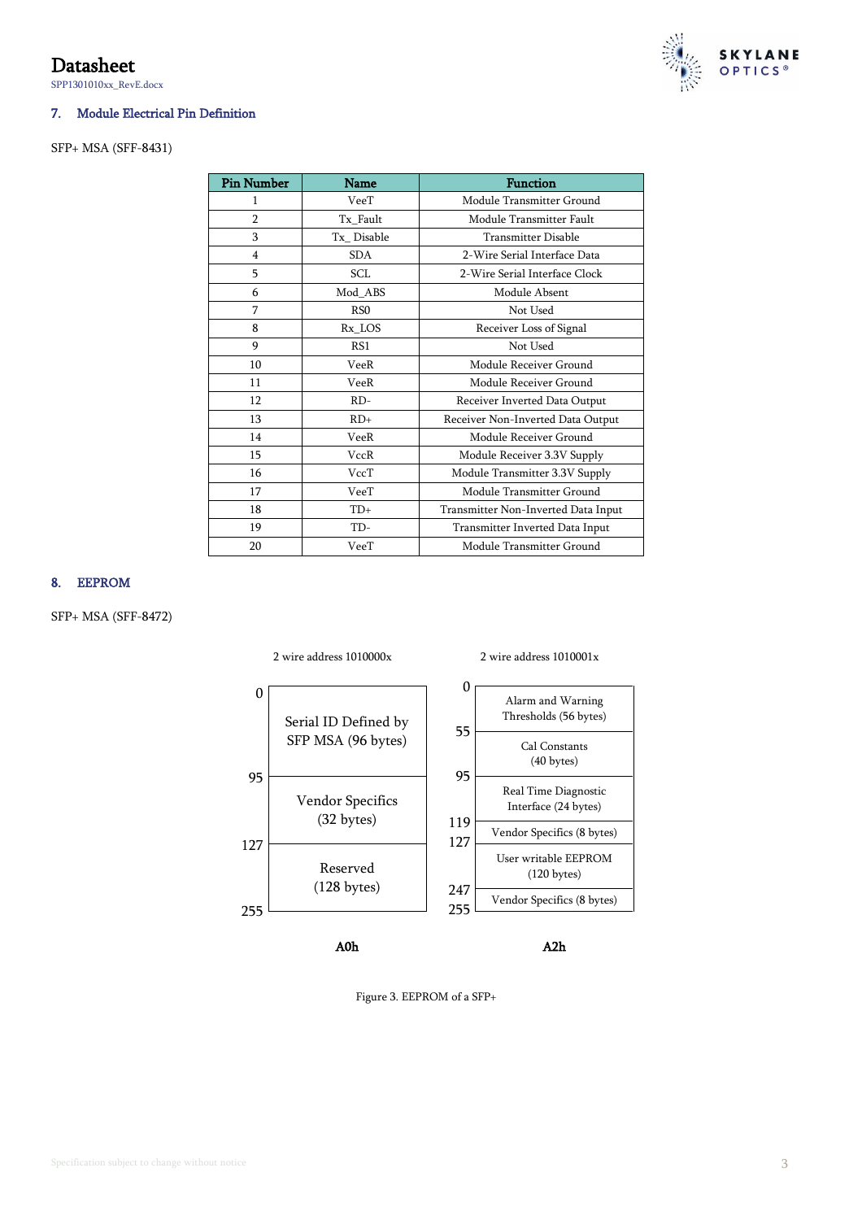## 7. Module Electrical Pin Definition

SFP+ MSA (SFF-8431)

| Pin Number | Name | Function |
|---|---|---|
| 1 | VeeT | Module Transmitter Ground |
| 2 | Tx_Fault | Module Transmitter Fault |
| 3 | Tx_ Disable | Transmitter Disable |
| 4 | SDA | 2-Wire Serial Interface Data |
| 5 | SCL | 2-Wire Serial Interface Clock |
| 6 | Mod_ABS | Module Absent |
| 7 | RS0 | Not Used |
| 8 | Rx_LOS | Receiver Loss of Signal |
| 9 | RS1 | Not Used |
| 10 | VeeR | Module Receiver Ground |
| 11 | VeeR | Module Receiver Ground |
| 12 | RD- | Receiver Inverted Data Output |
| 13 | RD+ | Receiver Non-Inverted Data Output |
| 14 | VeeR | Module Receiver Ground |
| 15 | VccR | Module Receiver 3.3V Supply |
| 16 | VccT | Module Transmitter 3.3V Supply |
| 17 | VeeT | Module Transmitter Ground |
| 18 | TD+ | Transmitter Non-Inverted Data Input |
| 19 | TD- | Transmitter Inverted Data Input |
| 20 | VeeT | Module Transmitter Ground |

## 8. EEPROM

SFP+ MSA (SFF-8472)

**A0h** — 2 wire address 1010000x

| Address | Content |
|---|---|
| 0–95 | Serial ID Defined by SFP MSA (96 bytes) |
| 95–127 | Vendor Specifics (32 bytes) |
| 127–255 | Reserved (128 bytes) |

**A2h** — 2 wire address 1010001x

| Address | Content |
|---|---|
| 0–55 | Alarm and Warning Thresholds (56 bytes) |
| 55–95 | Cal Constants (40 bytes) |
| 95–119 | Real Time Diagnostic Interface (24 bytes) |
| 119–127 | Vendor Specifics (8 bytes) |
| 127–247 | User writable EEPROM (120 bytes) |
| 247–255 | Vendor Specifics (8 bytes) |

Figure 3. EEPROM of a SFP+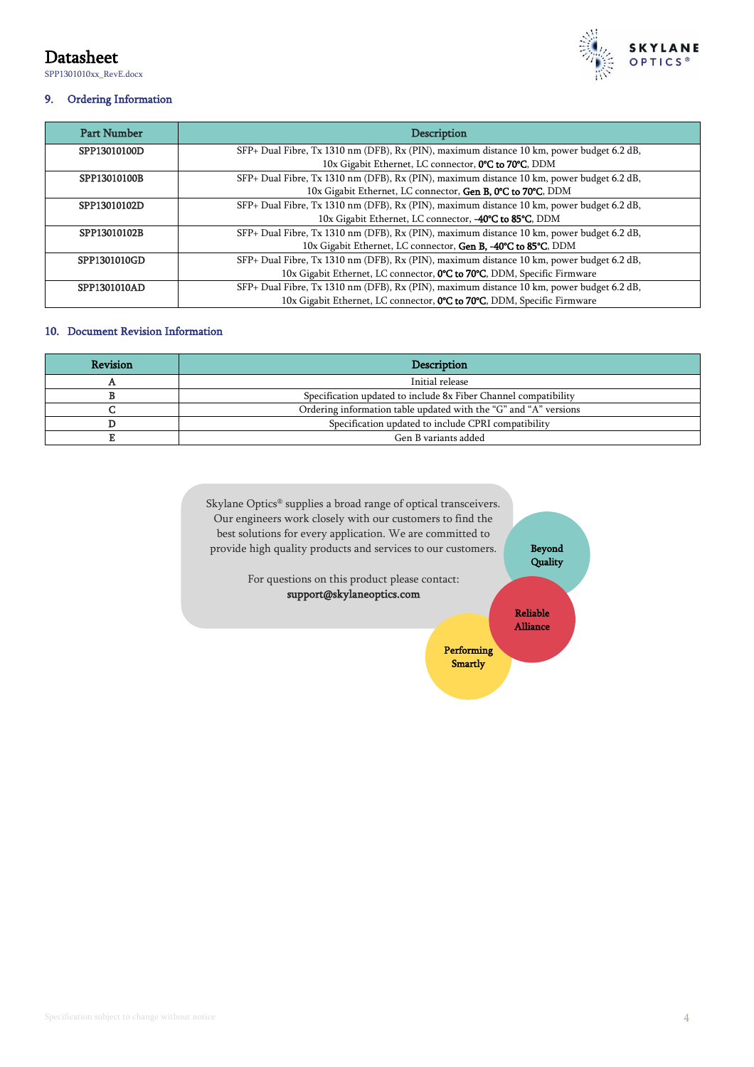## 9. Ordering Information

| Part Number | Description |
|---|---|
| SPP13010100D | SFP+ Dual Fibre, Tx 1310 nm (DFB), Rx (PIN), maximum distance 10 km, power budget 6.2 dB, 10x Gigabit Ethernet, LC connector, **0°C to 70°C**, DDM |
| SPP13010100B | SFP+ Dual Fibre, Tx 1310 nm (DFB), Rx (PIN), maximum distance 10 km, power budget 6.2 dB, 10x Gigabit Ethernet, LC connector, **Gen B, 0°C to 70°C**, DDM |
| SPP13010102D | SFP+ Dual Fibre, Tx 1310 nm (DFB), Rx (PIN), maximum distance 10 km, power budget 6.2 dB, 10x Gigabit Ethernet, LC connector, **-40°C to 85°C**, DDM |
| SPP13010102B | SFP+ Dual Fibre, Tx 1310 nm (DFB), Rx (PIN), maximum distance 10 km, power budget 6.2 dB, 10x Gigabit Ethernet, LC connector, **Gen B, -40°C to 85°C**, DDM |
| SPP1301010GD | SFP+ Dual Fibre, Tx 1310 nm (DFB), Rx (PIN), maximum distance 10 km, power budget 6.2 dB, 10x Gigabit Ethernet, LC connector, **0°C to 70°C**, DDM, Specific Firmware |
| SPP1301010AD | SFP+ Dual Fibre, Tx 1310 nm (DFB), Rx (PIN), maximum distance 10 km, power budget 6.2 dB, 10x Gigabit Ethernet, LC connector, **0°C to 70°C**, DDM, Specific Firmware |

## 10. Document Revision Information

| Revision | Description |
|---|---|
| A | Initial release |
| B | Specification updated to include 8x Fiber Channel compatibility |
| C | Ordering information table updated with the "G" and "A" versions |
| D | Specification updated to include CPRI compatibility |
| E | Gen B variants added |

Skylane Optics® supplies a broad range of optical transceivers. Our engineers work closely with our customers to find the best solutions for every application. We are committed to provide high quality products and services to our customers.

For questions on this product please contact:
**support@skylaneoptics.com**

**Beyond Quality**

**Reliable Alliance**

**Performing Smartly**